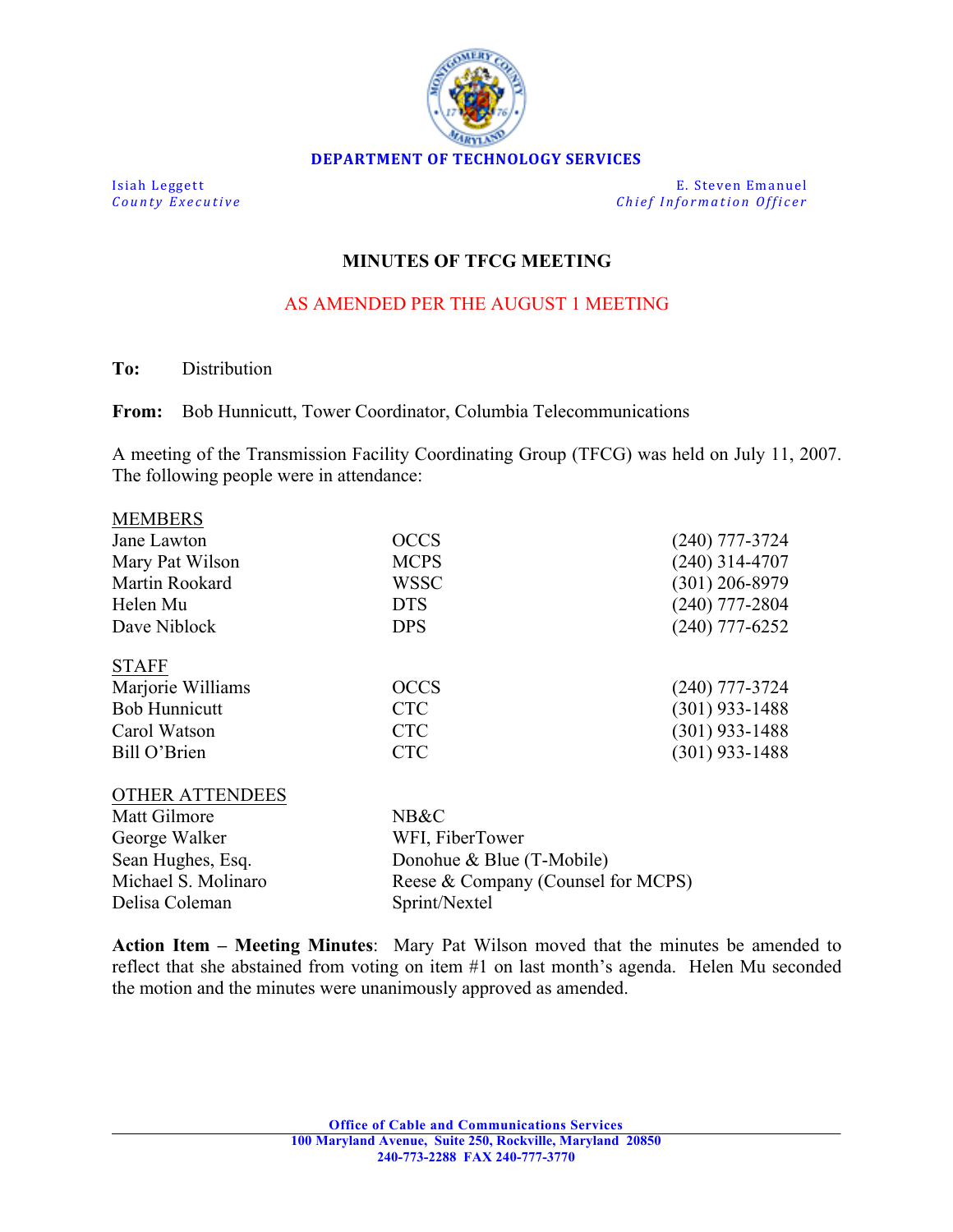**DEPARTMENT OF TECHNOLOGY SERVICES**

Isiah Leggett
*County Executive*

E. Steven Emanuel
*Chief Information Officer*

## MINUTES OF TFCG MEETING

AS AMENDED PER THE AUGUST 1 MEETING

**To:** Distribution

**From:** Bob Hunnicutt, Tower Coordinator, Columbia Telecommunications

A meeting of the Transmission Facility Coordinating Group (TFCG) was held on July 11, 2007. The following people were in attendance:

| MEMBERS | | |
|---|---|---|
| Jane Lawton | OCCS | (240) 777-3724 |
| Mary Pat Wilson | MCPS | (240) 314-4707 |
| Martin Rookard | WSSC | (301) 206-8979 |
| Helen Mu | DTS | (240) 777-2804 |
| Dave Niblock | DPS | (240) 777-6252 |

| STAFF | | |
|---|---|---|
| Marjorie Williams | OCCS | (240) 777-3724 |
| Bob Hunnicutt | CTC | (301) 933-1488 |
| Carol Watson | CTC | (301) 933-1488 |
| Bill O'Brien | CTC | (301) 933-1488 |

| OTHER ATTENDEES | |
|---|---|
| Matt Gilmore | NB&C |
| George Walker | WFI, FiberTower |
| Sean Hughes, Esq. | Donohue & Blue (T-Mobile) |
| Michael S. Molinaro | Reese & Company (Counsel for MCPS) |
| Delisa Coleman | Sprint/Nextel |

**Action Item – Meeting Minutes**: Mary Pat Wilson moved that the minutes be amended to reflect that she abstained from voting on item #1 on last month's agenda. Helen Mu seconded the motion and the minutes were unanimously approved as amended.

**Office of Cable and Communications Services**
**100 Maryland Avenue, Suite 250, Rockville, Maryland 20850**
**240-773-2288 FAX 240-777-3770**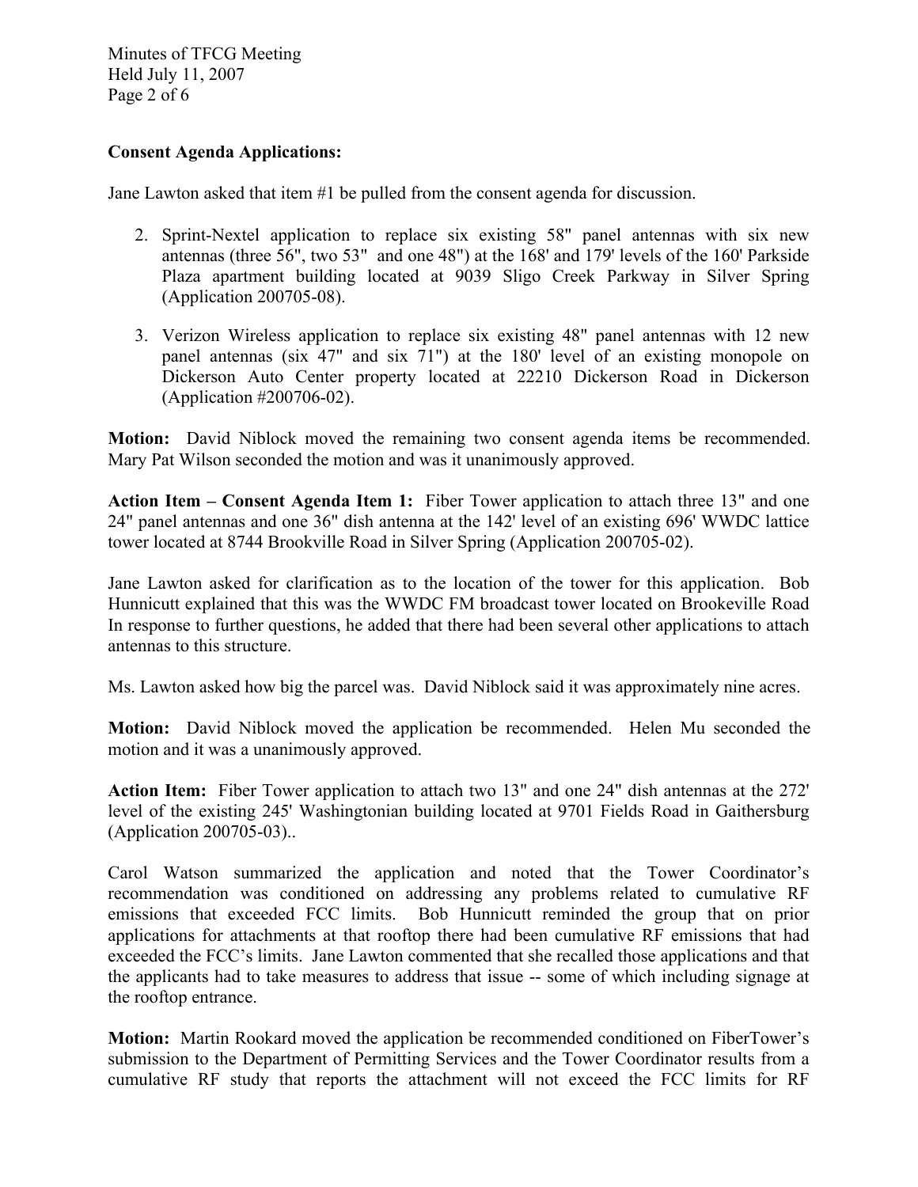**Consent Agenda Applications:**

Jane Lawton asked that item #1 be pulled from the consent agenda for discussion.

2. Sprint-Nextel application to replace six existing 58" panel antennas with six new antennas (three 56", two 53" and one 48") at the 168' and 179' levels of the 160' Parkside Plaza apartment building located at 9039 Sligo Creek Parkway in Silver Spring (Application 200705-08).
3. Verizon Wireless application to replace six existing 48" panel antennas with 12 new panel antennas (six 47" and six 71") at the 180' level of an existing monopole on Dickerson Auto Center property located at 22210 Dickerson Road in Dickerson (Application #200706-02).

**Motion:** David Niblock moved the remaining two consent agenda items be recommended. Mary Pat Wilson seconded the motion and was it unanimously approved.

**Action Item – Consent Agenda Item 1:** Fiber Tower application to attach three 13" and one 24" panel antennas and one 36" dish antenna at the 142' level of an existing 696' WWDC lattice tower located at 8744 Brookville Road in Silver Spring (Application 200705-02).

Jane Lawton asked for clarification as to the location of the tower for this application. Bob Hunnicutt explained that this was the WWDC FM broadcast tower located on Brookeville Road In response to further questions, he added that there had been several other applications to attach antennas to this structure.

Ms. Lawton asked how big the parcel was. David Niblock said it was approximately nine acres.

**Motion:** David Niblock moved the application be recommended. Helen Mu seconded the motion and it was a unanimously approved.

**Action Item:** Fiber Tower application to attach two 13" and one 24" dish antennas at the 272' level of the existing 245' Washingtonian building located at 9701 Fields Road in Gaithersburg (Application 200705-03)..

Carol Watson summarized the application and noted that the Tower Coordinator's recommendation was conditioned on addressing any problems related to cumulative RF emissions that exceeded FCC limits. Bob Hunnicutt reminded the group that on prior applications for attachments at that rooftop there had been cumulative RF emissions that had exceeded the FCC's limits. Jane Lawton commented that she recalled those applications and that the applicants had to take measures to address that issue -- some of which including signage at the rooftop entrance.

**Motion:** Martin Rookard moved the application be recommended conditioned on FiberTower's submission to the Department of Permitting Services and the Tower Coordinator results from a cumulative RF study that reports the attachment will not exceed the FCC limits for RF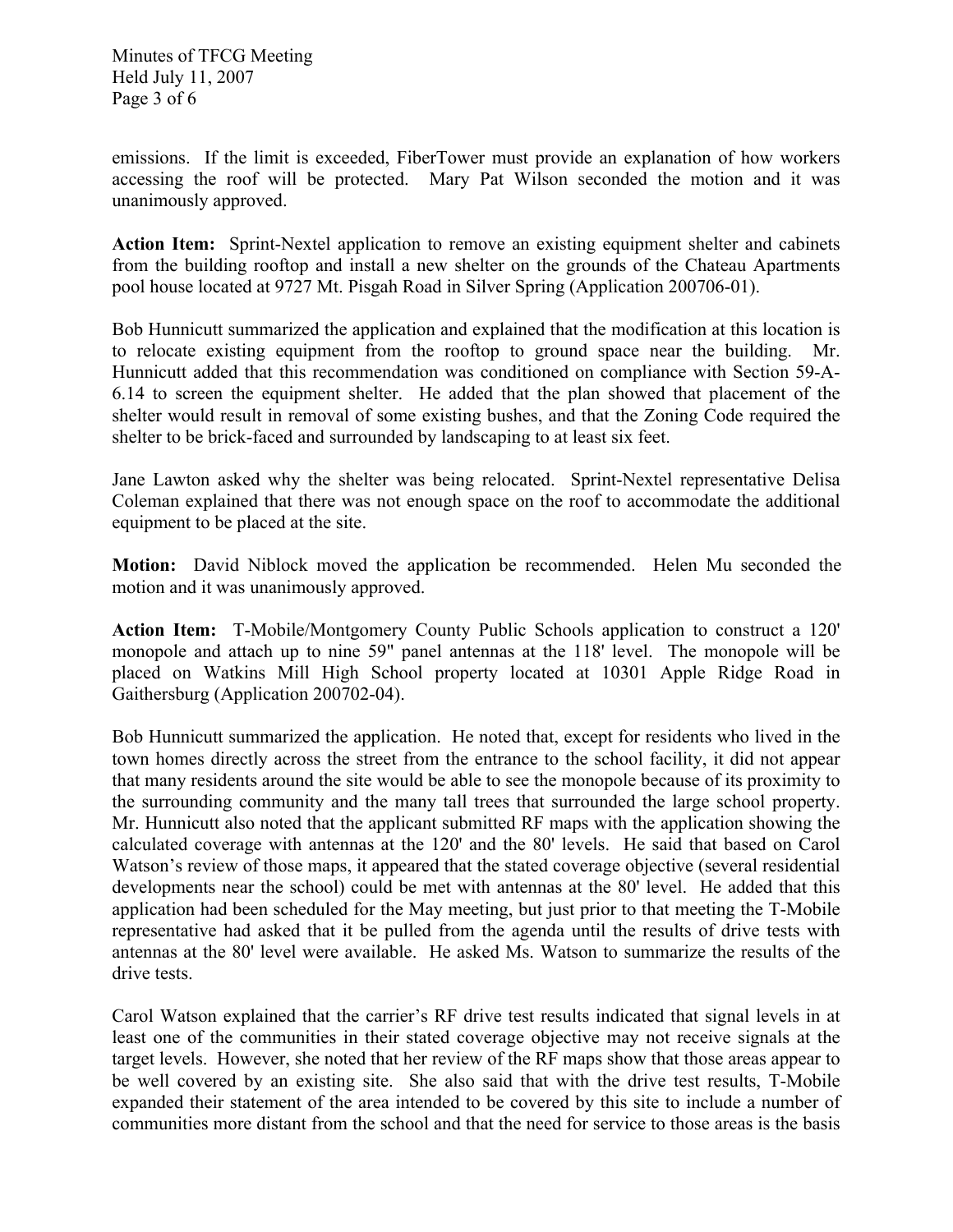emissions. If the limit is exceeded, FiberTower must provide an explanation of how workers accessing the roof will be protected. Mary Pat Wilson seconded the motion and it was unanimously approved.

**Action Item:** Sprint-Nextel application to remove an existing equipment shelter and cabinets from the building rooftop and install a new shelter on the grounds of the Chateau Apartments pool house located at 9727 Mt. Pisgah Road in Silver Spring (Application 200706-01).

Bob Hunnicutt summarized the application and explained that the modification at this location is to relocate existing equipment from the rooftop to ground space near the building. Mr. Hunnicutt added that this recommendation was conditioned on compliance with Section 59-A-6.14 to screen the equipment shelter. He added that the plan showed that placement of the shelter would result in removal of some existing bushes, and that the Zoning Code required the shelter to be brick-faced and surrounded by landscaping to at least six feet.

Jane Lawton asked why the shelter was being relocated. Sprint-Nextel representative Delisa Coleman explained that there was not enough space on the roof to accommodate the additional equipment to be placed at the site.

**Motion:** David Niblock moved the application be recommended. Helen Mu seconded the motion and it was unanimously approved.

**Action Item:** T-Mobile/Montgomery County Public Schools application to construct a 120' monopole and attach up to nine 59" panel antennas at the 118' level. The monopole will be placed on Watkins Mill High School property located at 10301 Apple Ridge Road in Gaithersburg (Application 200702-04).

Bob Hunnicutt summarized the application. He noted that, except for residents who lived in the town homes directly across the street from the entrance to the school facility, it did not appear that many residents around the site would be able to see the monopole because of its proximity to the surrounding community and the many tall trees that surrounded the large school property. Mr. Hunnicutt also noted that the applicant submitted RF maps with the application showing the calculated coverage with antennas at the 120' and the 80' levels. He said that based on Carol Watson's review of those maps, it appeared that the stated coverage objective (several residential developments near the school) could be met with antennas at the 80' level. He added that this application had been scheduled for the May meeting, but just prior to that meeting the T-Mobile representative had asked that it be pulled from the agenda until the results of drive tests with antennas at the 80' level were available. He asked Ms. Watson to summarize the results of the drive tests.

Carol Watson explained that the carrier's RF drive test results indicated that signal levels in at least one of the communities in their stated coverage objective may not receive signals at the target levels. However, she noted that her review of the RF maps show that those areas appear to be well covered by an existing site. She also said that with the drive test results, T-Mobile expanded their statement of the area intended to be covered by this site to include a number of communities more distant from the school and that the need for service to those areas is the basis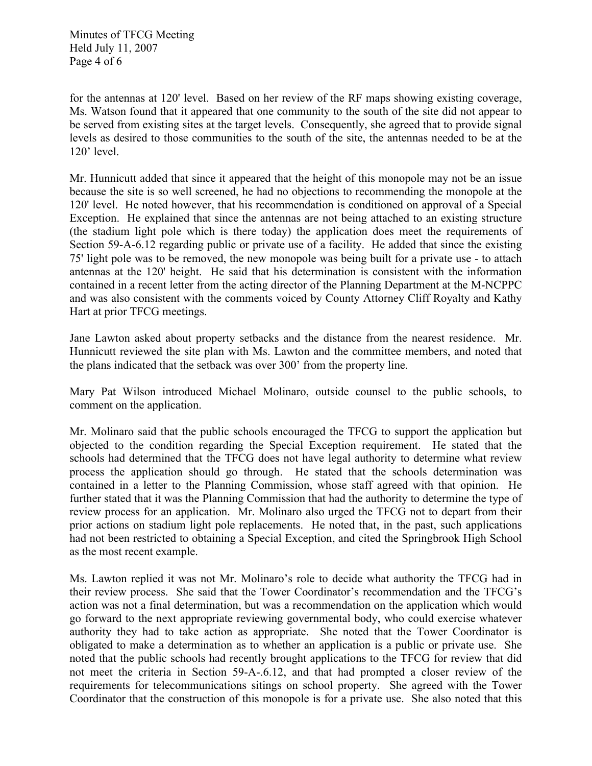for the antennas at 120' level. Based on her review of the RF maps showing existing coverage, Ms. Watson found that it appeared that one community to the south of the site did not appear to be served from existing sites at the target levels. Consequently, she agreed that to provide signal levels as desired to those communities to the south of the site, the antennas needed to be at the 120' level.

Mr. Hunnicutt added that since it appeared that the height of this monopole may not be an issue because the site is so well screened, he had no objections to recommending the monopole at the 120' level. He noted however, that his recommendation is conditioned on approval of a Special Exception. He explained that since the antennas are not being attached to an existing structure (the stadium light pole which is there today) the application does meet the requirements of Section 59-A-6.12 regarding public or private use of a facility. He added that since the existing 75' light pole was to be removed, the new monopole was being built for a private use - to attach antennas at the 120' height. He said that his determination is consistent with the information contained in a recent letter from the acting director of the Planning Department at the M-NCPPC and was also consistent with the comments voiced by County Attorney Cliff Royalty and Kathy Hart at prior TFCG meetings.

Jane Lawton asked about property setbacks and the distance from the nearest residence. Mr. Hunnicutt reviewed the site plan with Ms. Lawton and the committee members, and noted that the plans indicated that the setback was over 300' from the property line.

Mary Pat Wilson introduced Michael Molinaro, outside counsel to the public schools, to comment on the application.

Mr. Molinaro said that the public schools encouraged the TFCG to support the application but objected to the condition regarding the Special Exception requirement. He stated that the schools had determined that the TFCG does not have legal authority to determine what review process the application should go through. He stated that the schools determination was contained in a letter to the Planning Commission, whose staff agreed with that opinion. He further stated that it was the Planning Commission that had the authority to determine the type of review process for an application. Mr. Molinaro also urged the TFCG not to depart from their prior actions on stadium light pole replacements. He noted that, in the past, such applications had not been restricted to obtaining a Special Exception, and cited the Springbrook High School as the most recent example.

Ms. Lawton replied it was not Mr. Molinaro's role to decide what authority the TFCG had in their review process. She said that the Tower Coordinator's recommendation and the TFCG's action was not a final determination, but was a recommendation on the application which would go forward to the next appropriate reviewing governmental body, who could exercise whatever authority they had to take action as appropriate. She noted that the Tower Coordinator is obligated to make a determination as to whether an application is a public or private use. She noted that the public schools had recently brought applications to the TFCG for review that did not meet the criteria in Section 59-A-.6.12, and that had prompted a closer review of the requirements for telecommunications sitings on school property. She agreed with the Tower Coordinator that the construction of this monopole is for a private use. She also noted that this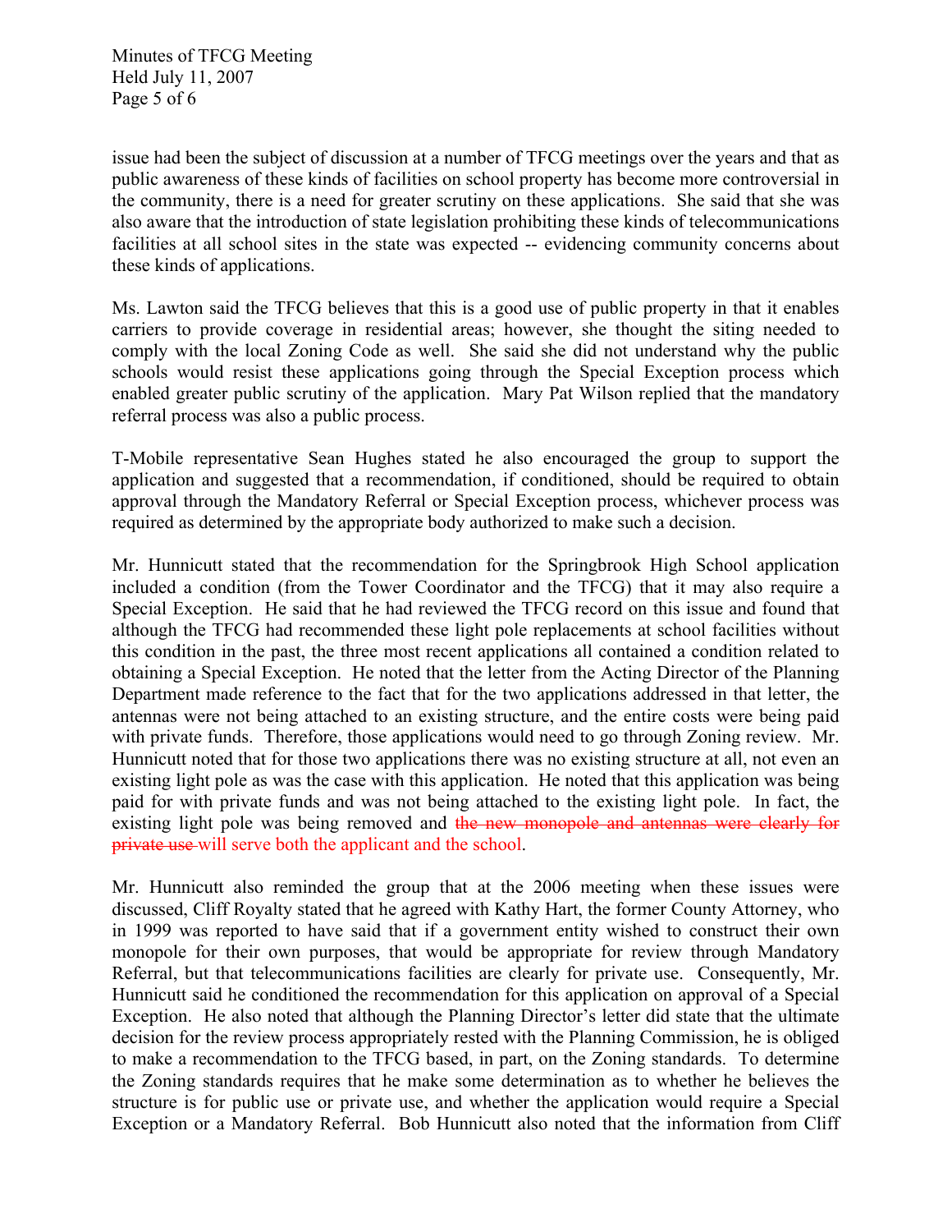issue had been the subject of discussion at a number of TFCG meetings over the years and that as public awareness of these kinds of facilities on school property has become more controversial in the community, there is a need for greater scrutiny on these applications. She said that she was also aware that the introduction of state legislation prohibiting these kinds of telecommunications facilities at all school sites in the state was expected -- evidencing community concerns about these kinds of applications.

Ms. Lawton said the TFCG believes that this is a good use of public property in that it enables carriers to provide coverage in residential areas; however, she thought the siting needed to comply with the local Zoning Code as well. She said she did not understand why the public schools would resist these applications going through the Special Exception process which enabled greater public scrutiny of the application. Mary Pat Wilson replied that the mandatory referral process was also a public process.

T-Mobile representative Sean Hughes stated he also encouraged the group to support the application and suggested that a recommendation, if conditioned, should be required to obtain approval through the Mandatory Referral or Special Exception process, whichever process was required as determined by the appropriate body authorized to make such a decision.

Mr. Hunnicutt stated that the recommendation for the Springbrook High School application included a condition (from the Tower Coordinator and the TFCG) that it may also require a Special Exception. He said that he had reviewed the TFCG record on this issue and found that although the TFCG had recommended these light pole replacements at school facilities without this condition in the past, the three most recent applications all contained a condition related to obtaining a Special Exception. He noted that the letter from the Acting Director of the Planning Department made reference to the fact that for the two applications addressed in that letter, the antennas were not being attached to an existing structure, and the entire costs were being paid with private funds. Therefore, those applications would need to go through Zoning review. Mr. Hunnicutt noted that for those two applications there was no existing structure at all, not even an existing light pole as was the case with this application. He noted that this application was being paid for with private funds and was not being attached to the existing light pole. In fact, the existing light pole was being removed and ~~the new monopole and antennas were clearly for private use~~ will serve both the applicant and the school.

Mr. Hunnicutt also reminded the group that at the 2006 meeting when these issues were discussed, Cliff Royalty stated that he agreed with Kathy Hart, the former County Attorney, who in 1999 was reported to have said that if a government entity wished to construct their own monopole for their own purposes, that would be appropriate for review through Mandatory Referral, but that telecommunications facilities are clearly for private use. Consequently, Mr. Hunnicutt said he conditioned the recommendation for this application on approval of a Special Exception. He also noted that although the Planning Director's letter did state that the ultimate decision for the review process appropriately rested with the Planning Commission, he is obliged to make a recommendation to the TFCG based, in part, on the Zoning standards. To determine the Zoning standards requires that he make some determination as to whether he believes the structure is for public use or private use, and whether the application would require a Special Exception or a Mandatory Referral. Bob Hunnicutt also noted that the information from Cliff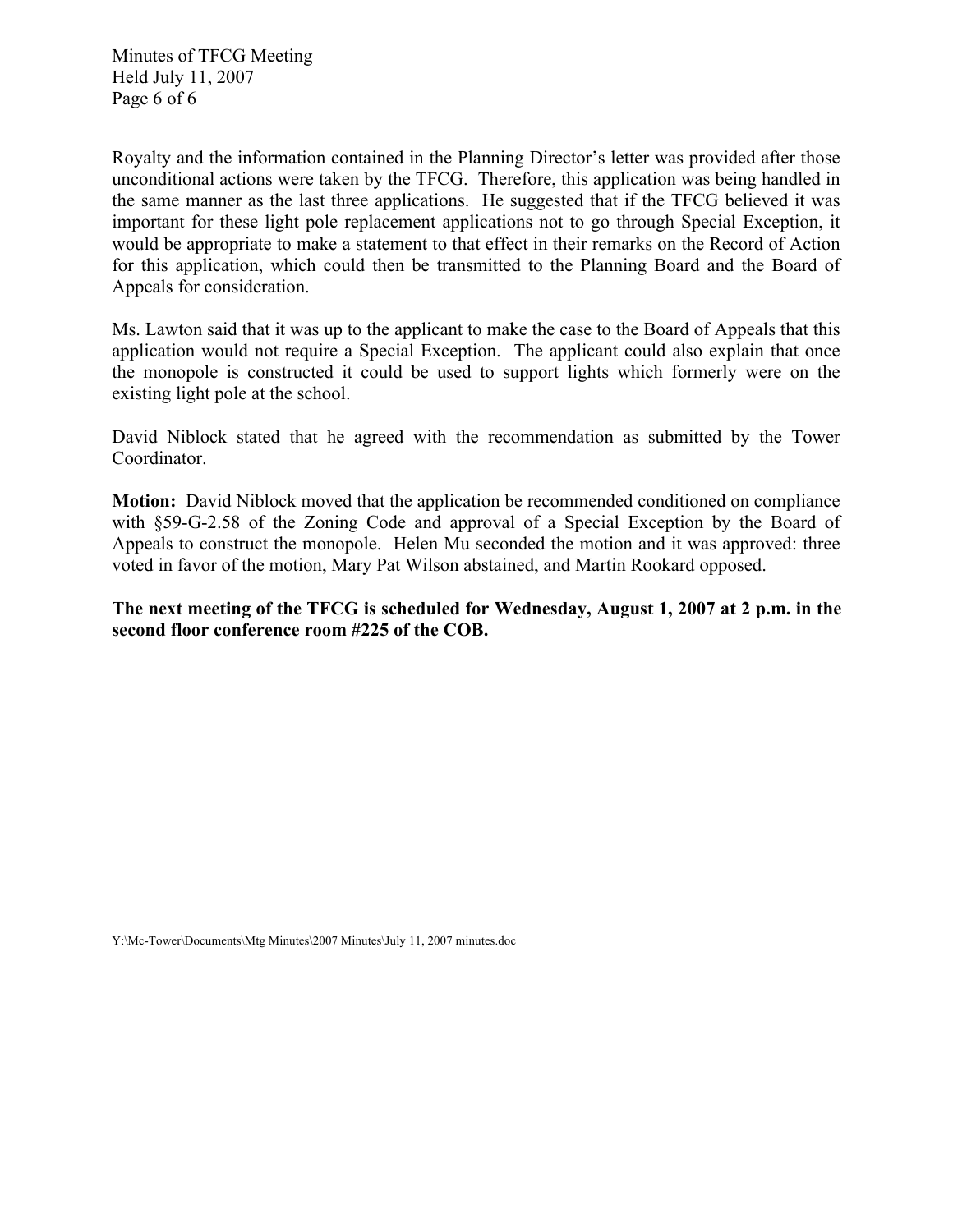Royalty and the information contained in the Planning Director's letter was provided after those unconditional actions were taken by the TFCG. Therefore, this application was being handled in the same manner as the last three applications. He suggested that if the TFCG believed it was important for these light pole replacement applications not to go through Special Exception, it would be appropriate to make a statement to that effect in their remarks on the Record of Action for this application, which could then be transmitted to the Planning Board and the Board of Appeals for consideration.

Ms. Lawton said that it was up to the applicant to make the case to the Board of Appeals that this application would not require a Special Exception. The applicant could also explain that once the monopole is constructed it could be used to support lights which formerly were on the existing light pole at the school.

David Niblock stated that he agreed with the recommendation as submitted by the Tower Coordinator.

**Motion:** David Niblock moved that the application be recommended conditioned on compliance with §59-G-2.58 of the Zoning Code and approval of a Special Exception by the Board of Appeals to construct the monopole. Helen Mu seconded the motion and it was approved: three voted in favor of the motion, Mary Pat Wilson abstained, and Martin Rookard opposed.

**The next meeting of the TFCG is scheduled for Wednesday, August 1, 2007 at 2 p.m. in the second floor conference room #225 of the COB.**

Y:\Mc-Tower\Documents\Mtg Minutes\2007 Minutes\July 11, 2007 minutes.doc